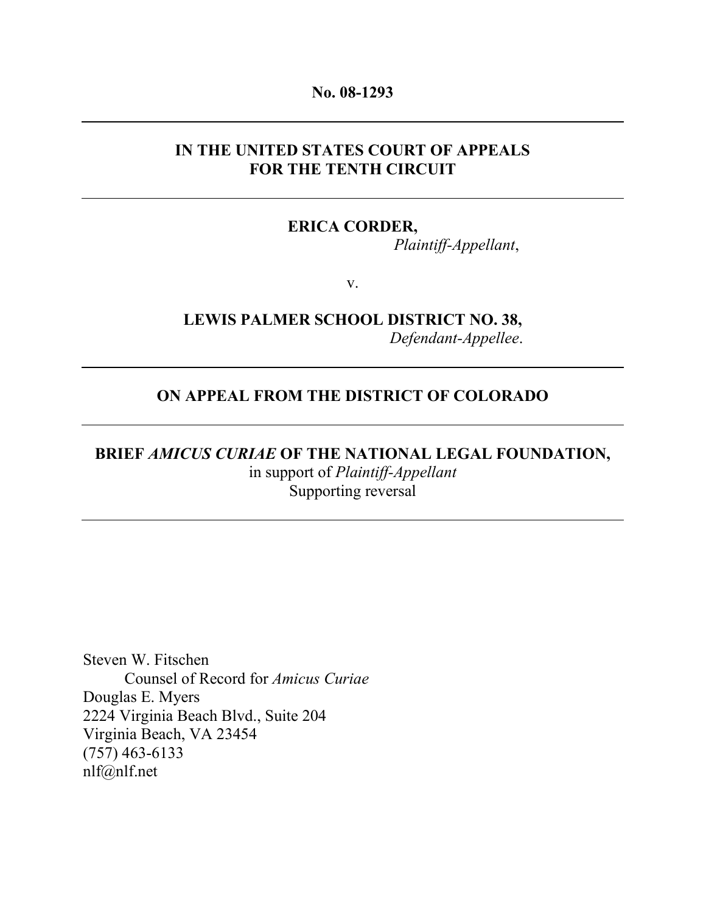**No. 08-1293**

---

**IN THE UNITED STATES COURT OF APPEALS**
**FOR THE TENTH CIRCUIT**

---

**ERICA CORDER,**
*Plaintiff-Appellant*,

v.

**LEWIS PALMER SCHOOL DISTRICT NO. 38,**
*Defendant-Appellee*.

---

**ON APPEAL FROM THE DISTRICT OF COLORADO**

---

**BRIEF *AMICUS CURIAE* OF THE NATIONAL LEGAL FOUNDATION,**
in support of *Plaintiff-Appellant*
Supporting reversal

---

Steven W. Fitschen
Counsel of Record for *Amicus Curiae*
Douglas E. Myers
2224 Virginia Beach Blvd., Suite 204
Virginia Beach, VA 23454
(757) 463-6133
nlf@nlf.net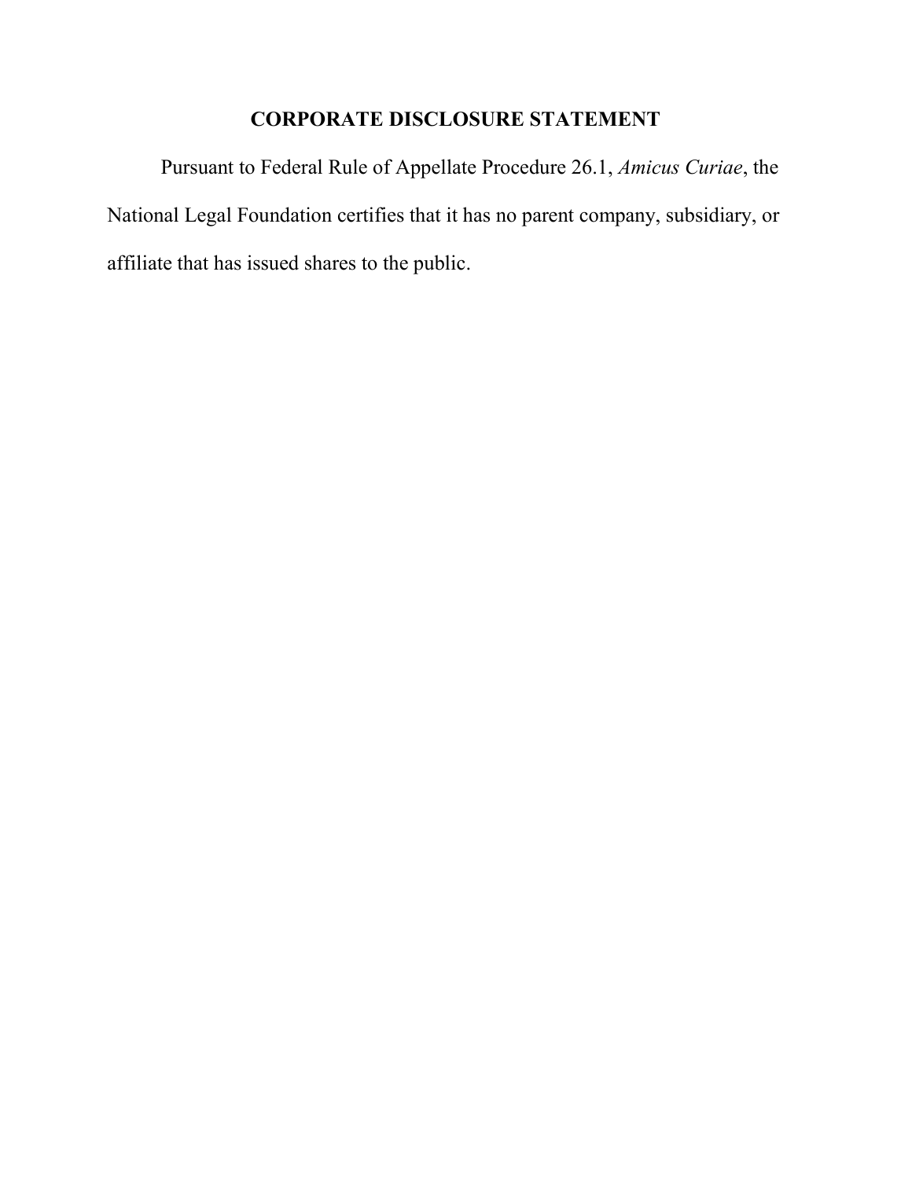## CORPORATE DISCLOSURE STATEMENT

Pursuant to Federal Rule of Appellate Procedure 26.1, *Amicus Curiae*, the National Legal Foundation certifies that it has no parent company, subsidiary, or affiliate that has issued shares to the public.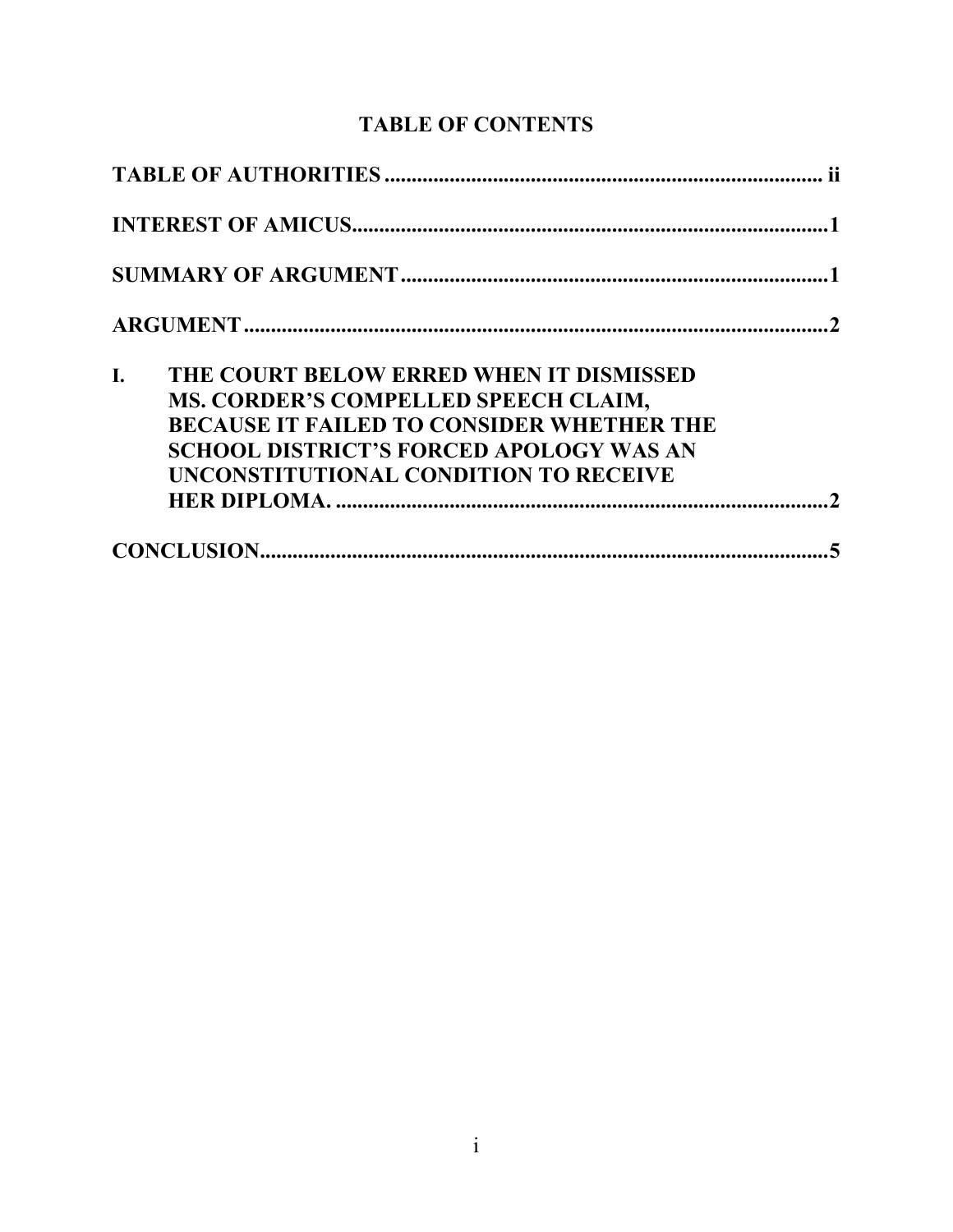# TABLE OF CONTENTS

**TABLE OF AUTHORITIES** .................................................................................. **ii**

**INTEREST OF AMICUS** ......................................................................................... **1**

**SUMMARY OF ARGUMENT** ................................................................................ **1**

**ARGUMENT** ............................................................................................................. **2**

**I. THE COURT BELOW ERRED WHEN IT DISMISSED MS. CORDER'S COMPELLED SPEECH CLAIM, BECAUSE IT FAILED TO CONSIDER WHETHER THE SCHOOL DISTRICT'S FORCED APOLOGY WAS AN UNCONSTITUTIONAL CONDITION TO RECEIVE HER DIPLOMA.** ............................................................................................ **2**

**CONCLUSION** .......................................................................................................... **5**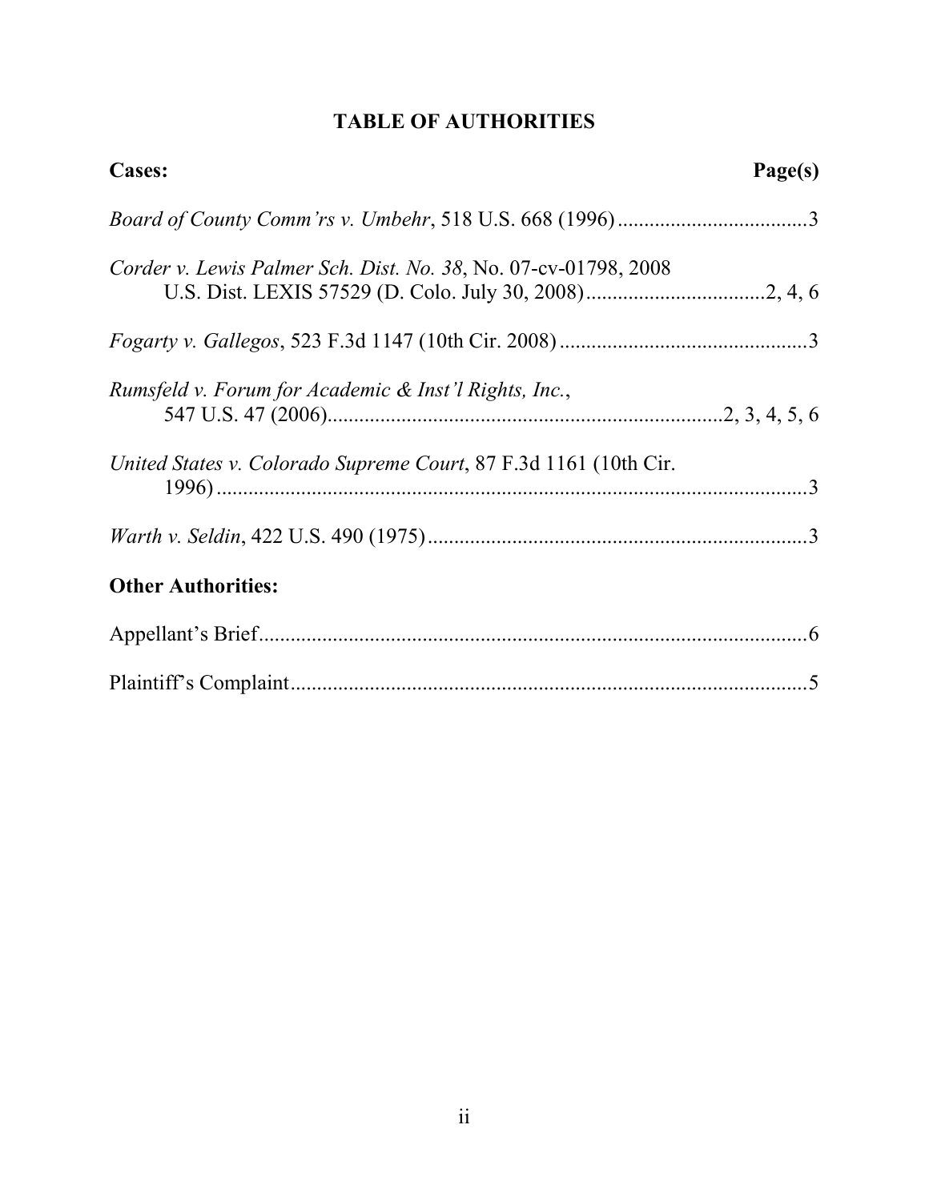# TABLE OF AUTHORITIES

| **Cases:** | **Page(s)** |
| --- | --- |
| *Board of County Comm'rs v. Umbehr*, 518 U.S. 668 (1996) | 3 |
| *Corder v. Lewis Palmer Sch. Dist. No. 38*, No. 07-cv-01798, 2008 U.S. Dist. LEXIS 57529 (D. Colo. July 30, 2008) | 2, 4, 6 |
| *Fogarty v. Gallegos*, 523 F.3d 1147 (10th Cir. 2008) | 3 |
| *Rumsfeld v. Forum for Academic & Inst'l Rights, Inc.*, 547 U.S. 47 (2006) | 2, 3, 4, 5, 6 |
| *United States v. Colorado Supreme Court*, 87 F.3d 1161 (10th Cir. 1996) | 3 |
| *Warth v. Seldin*, 422 U.S. 490 (1975) | 3 |

| **Other Authorities:** | |
| --- | --- |
| Appellant's Brief | 6 |
| Plaintiff's Complaint | 5 |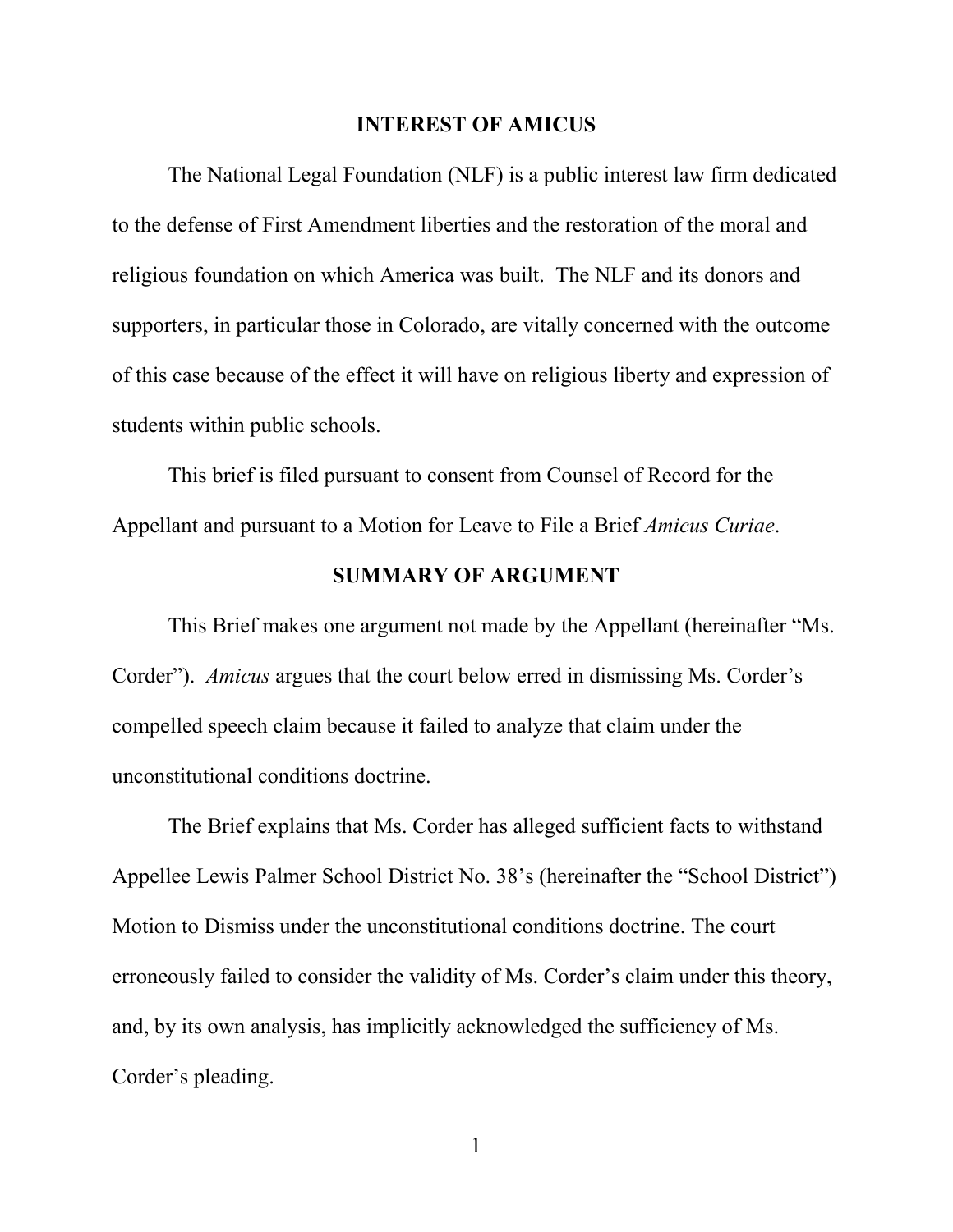## INTEREST OF AMICUS

The National Legal Foundation (NLF) is a public interest law firm dedicated to the defense of First Amendment liberties and the restoration of the moral and religious foundation on which America was built. The NLF and its donors and supporters, in particular those in Colorado, are vitally concerned with the outcome of this case because of the effect it will have on religious liberty and expression of students within public schools.

This brief is filed pursuant to consent from Counsel of Record for the Appellant and pursuant to a Motion for Leave to File a Brief *Amicus Curiae*.

## SUMMARY OF ARGUMENT

This Brief makes one argument not made by the Appellant (hereinafter "Ms. Corder"). *Amicus* argues that the court below erred in dismissing Ms. Corder's compelled speech claim because it failed to analyze that claim under the unconstitutional conditions doctrine.

The Brief explains that Ms. Corder has alleged sufficient facts to withstand Appellee Lewis Palmer School District No. 38's (hereinafter the "School District") Motion to Dismiss under the unconstitutional conditions doctrine. The court erroneously failed to consider the validity of Ms. Corder's claim under this theory, and, by its own analysis, has implicitly acknowledged the sufficiency of Ms. Corder's pleading.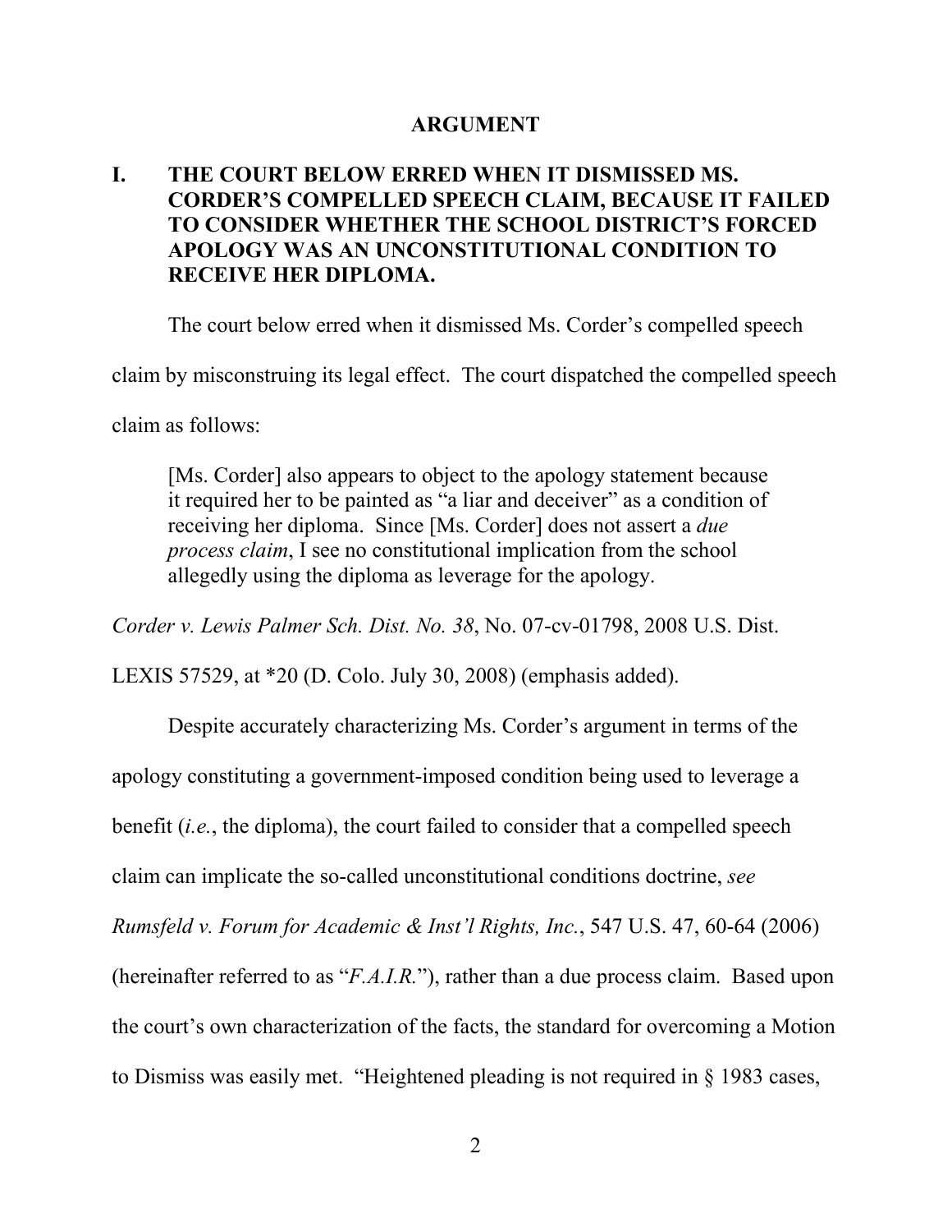## ARGUMENT

### I. THE COURT BELOW ERRED WHEN IT DISMISSED MS. CORDER'S COMPELLED SPEECH CLAIM, BECAUSE IT FAILED TO CONSIDER WHETHER THE SCHOOL DISTRICT'S FORCED APOLOGY WAS AN UNCONSTITUTIONAL CONDITION TO RECEIVE HER DIPLOMA.

The court below erred when it dismissed Ms. Corder's compelled speech claim by misconstruing its legal effect. The court dispatched the compelled speech claim as follows:

> [Ms. Corder] also appears to object to the apology statement because it required her to be painted as "a liar and deceiver" as a condition of receiving her diploma. Since [Ms. Corder] does not assert a *due process claim*, I see no constitutional implication from the school allegedly using the diploma as leverage for the apology.

*Corder v. Lewis Palmer Sch. Dist. No. 38*, No. 07-cv-01798, 2008 U.S. Dist. LEXIS 57529, at *20 (D. Colo. July 30, 2008) (emphasis added).

Despite accurately characterizing Ms. Corder's argument in terms of the apology constituting a government-imposed condition being used to leverage a benefit (*i.e.*, the diploma), the court failed to consider that a compelled speech claim can implicate the so-called unconstitutional conditions doctrine, *see Rumsfeld v. Forum for Academic & Inst'l Rights, Inc.*, 547 U.S. 47, 60-64 (2006) (hereinafter referred to as "*F.A.I.R.*"), rather than a due process claim. Based upon the court's own characterization of the facts, the standard for overcoming a Motion to Dismiss was easily met. "Heightened pleading is not required in § 1983 cases,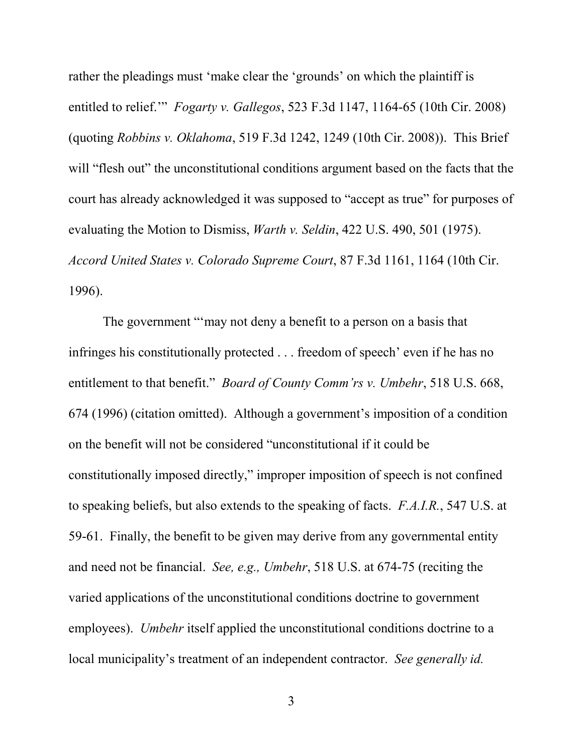rather the pleadings must 'make clear the 'grounds' on which the plaintiff is entitled to relief.'" *Fogarty v. Gallegos*, 523 F.3d 1147, 1164-65 (10th Cir. 2008) (quoting *Robbins v. Oklahoma*, 519 F.3d 1242, 1249 (10th Cir. 2008)). This Brief will "flesh out" the unconstitutional conditions argument based on the facts that the court has already acknowledged it was supposed to "accept as true" for purposes of evaluating the Motion to Dismiss, *Warth v. Seldin*, 422 U.S. 490, 501 (1975). *Accord United States v. Colorado Supreme Court*, 87 F.3d 1161, 1164 (10th Cir. 1996).

The government "'may not deny a benefit to a person on a basis that infringes his constitutionally protected . . . freedom of speech' even if he has no entitlement to that benefit." *Board of County Comm'rs v. Umbehr*, 518 U.S. 668, 674 (1996) (citation omitted). Although a government's imposition of a condition on the benefit will not be considered "unconstitutional if it could be constitutionally imposed directly," improper imposition of speech is not confined to speaking beliefs, but also extends to the speaking of facts. *F.A.I.R.*, 547 U.S. at 59-61. Finally, the benefit to be given may derive from any governmental entity and need not be financial. *See, e.g., Umbehr*, 518 U.S. at 674-75 (reciting the varied applications of the unconstitutional conditions doctrine to government employees). *Umbehr* itself applied the unconstitutional conditions doctrine to a local municipality's treatment of an independent contractor. *See generally id.*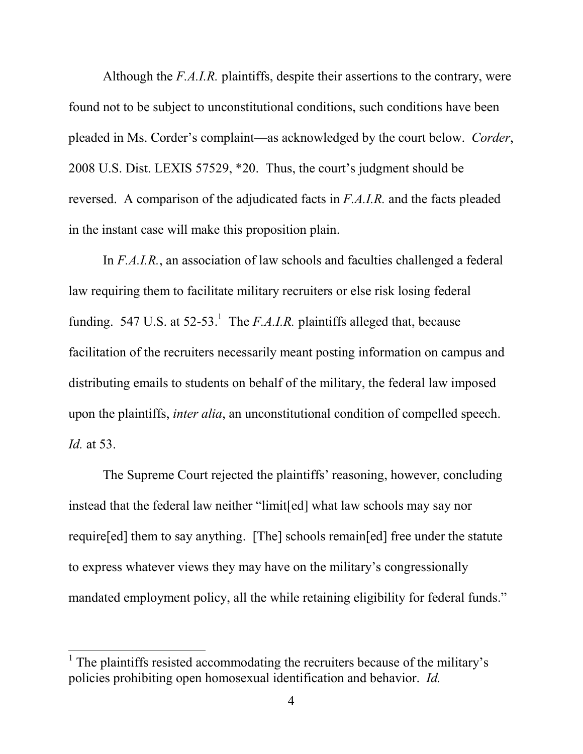Although the *F.A.I.R.* plaintiffs, despite their assertions to the contrary, were found not to be subject to unconstitutional conditions, such conditions have been pleaded in Ms. Corder's complaint—as acknowledged by the court below. *Corder*, 2008 U.S. Dist. LEXIS 57529, *20. Thus, the court's judgment should be reversed. A comparison of the adjudicated facts in *F.A.I.R.* and the facts pleaded in the instant case will make this proposition plain.

In *F.A.I.R.*, an association of law schools and faculties challenged a federal law requiring them to facilitate military recruiters or else risk losing federal funding. 547 U.S. at 52-53.[1] The *F.A.I.R.* plaintiffs alleged that, because facilitation of the recruiters necessarily meant posting information on campus and distributing emails to students on behalf of the military, the federal law imposed upon the plaintiffs, *inter alia*, an unconstitutional condition of compelled speech. *Id.* at 53.

The Supreme Court rejected the plaintiffs' reasoning, however, concluding instead that the federal law neither "limit[ed] what law schools may say nor require[ed] them to say anything. [The] schools remain[ed] free under the statute to express whatever views they may have on the military's congressionally mandated employment policy, all the while retaining eligibility for federal funds."

---

[1] The plaintiffs resisted accommodating the recruiters because of the military's policies prohibiting open homosexual identification and behavior. *Id.*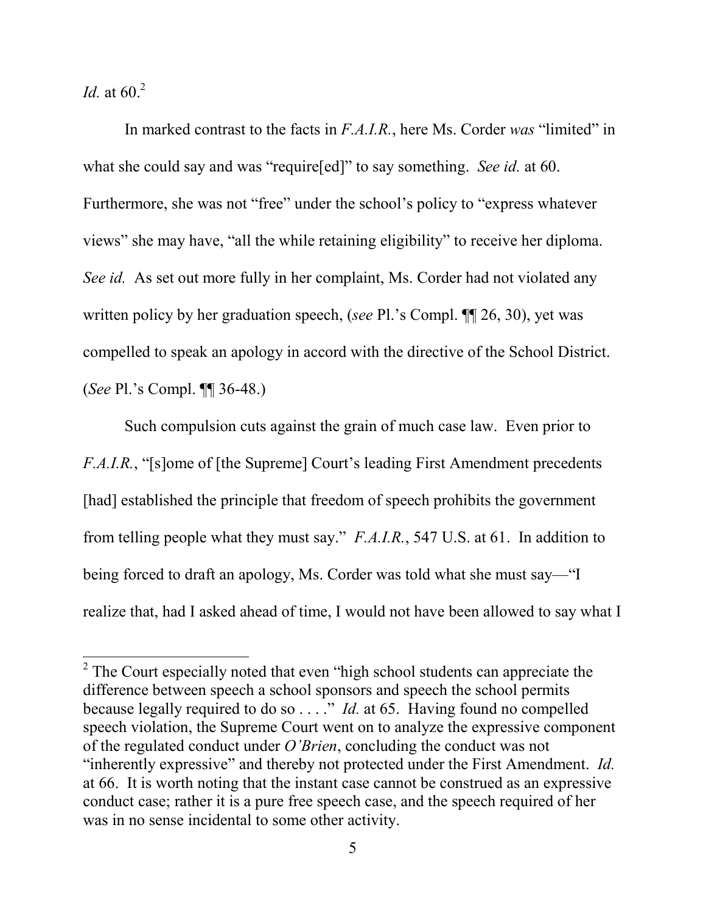*Id.* at 60.[2]

In marked contrast to the facts in *F.A.I.R.*, here Ms. Corder *was* "limited" in what she could say and was "require[ed]" to say something. *See id.* at 60. Furthermore, she was not "free" under the school's policy to "express whatever views" she may have, "all the while retaining eligibility" to receive her diploma. *See id.* As set out more fully in her complaint, Ms. Corder had not violated any written policy by her graduation speech, (*see* Pl.'s Compl. ¶¶ 26, 30), yet was compelled to speak an apology in accord with the directive of the School District. (*See* Pl.'s Compl. ¶¶ 36-48.)

Such compulsion cuts against the grain of much case law. Even prior to *F.A.I.R.*, "[s]ome of [the Supreme] Court's leading First Amendment precedents [had] established the principle that freedom of speech prohibits the government from telling people what they must say." *F.A.I.R.*, 547 U.S. at 61. In addition to being forced to draft an apology, Ms. Corder was told what she must say—"I realize that, had I asked ahead of time, I would not have been allowed to say what I

---

[2] The Court especially noted that even "high school students can appreciate the difference between speech a school sponsors and speech the school permits because legally required to do so . . . ." *Id.* at 65. Having found no compelled speech violation, the Supreme Court went on to analyze the expressive component of the regulated conduct under *O'Brien*, concluding the conduct was not "inherently expressive" and thereby not protected under the First Amendment. *Id.* at 66. It is worth noting that the instant case cannot be construed as an expressive conduct case; rather it is a pure free speech case, and the speech required of her was in no sense incidental to some other activity.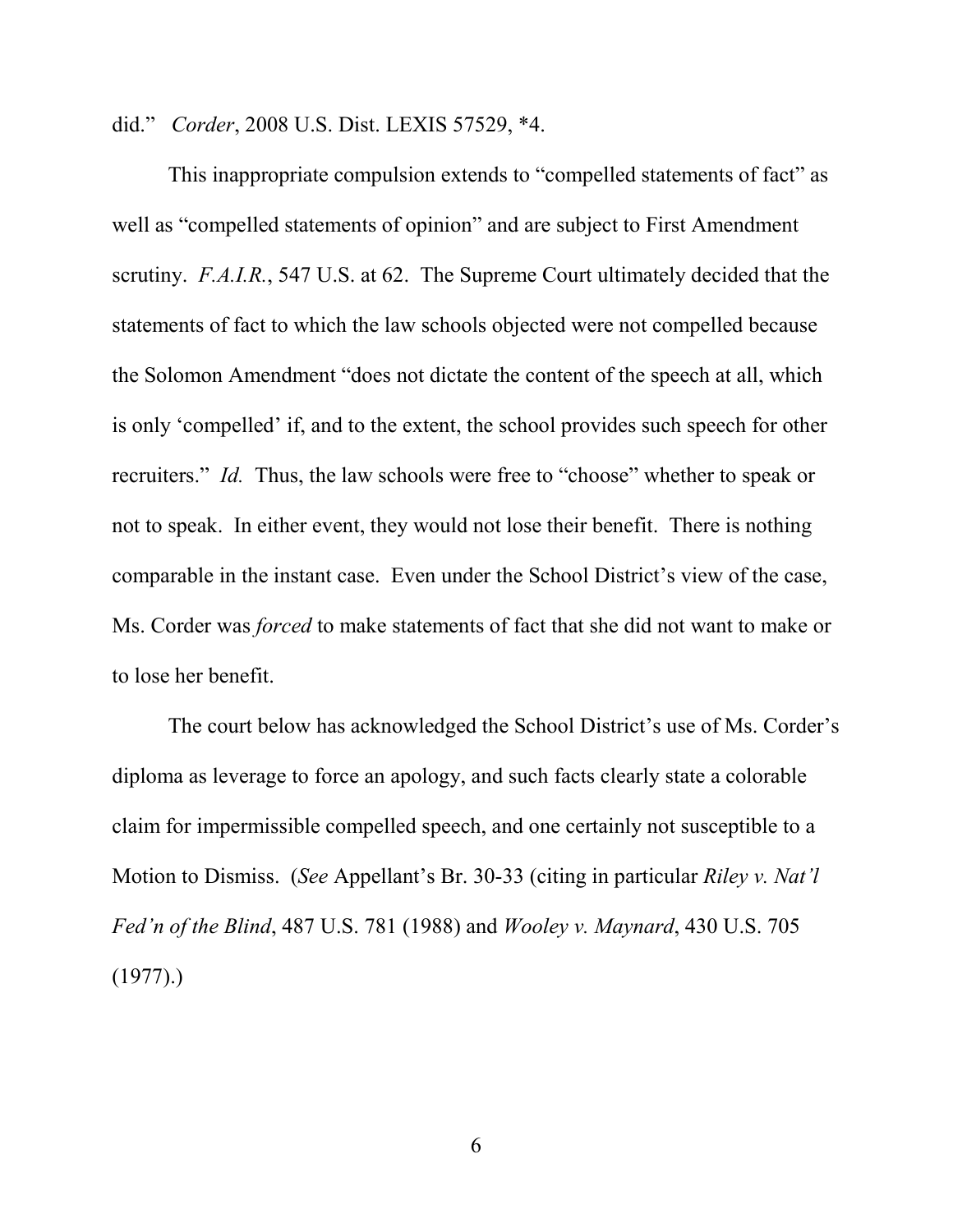did." *Corder*, 2008 U.S. Dist. LEXIS 57529, *4.

This inappropriate compulsion extends to "compelled statements of fact" as well as "compelled statements of opinion" and are subject to First Amendment scrutiny. *F.A.I.R.*, 547 U.S. at 62. The Supreme Court ultimately decided that the statements of fact to which the law schools objected were not compelled because the Solomon Amendment "does not dictate the content of the speech at all, which is only 'compelled' if, and to the extent, the school provides such speech for other recruiters." *Id.* Thus, the law schools were free to "choose" whether to speak or not to speak. In either event, they would not lose their benefit. There is nothing comparable in the instant case. Even under the School District's view of the case, Ms. Corder was *forced* to make statements of fact that she did not want to make or to lose her benefit.

The court below has acknowledged the School District's use of Ms. Corder's diploma as leverage to force an apology, and such facts clearly state a colorable claim for impermissible compelled speech, and one certainly not susceptible to a Motion to Dismiss. (*See* Appellant's Br. 30-33 (citing in particular *Riley v. Nat'l Fed'n of the Blind*, 487 U.S. 781 (1988) and *Wooley v. Maynard*, 430 U.S. 705 (1977).)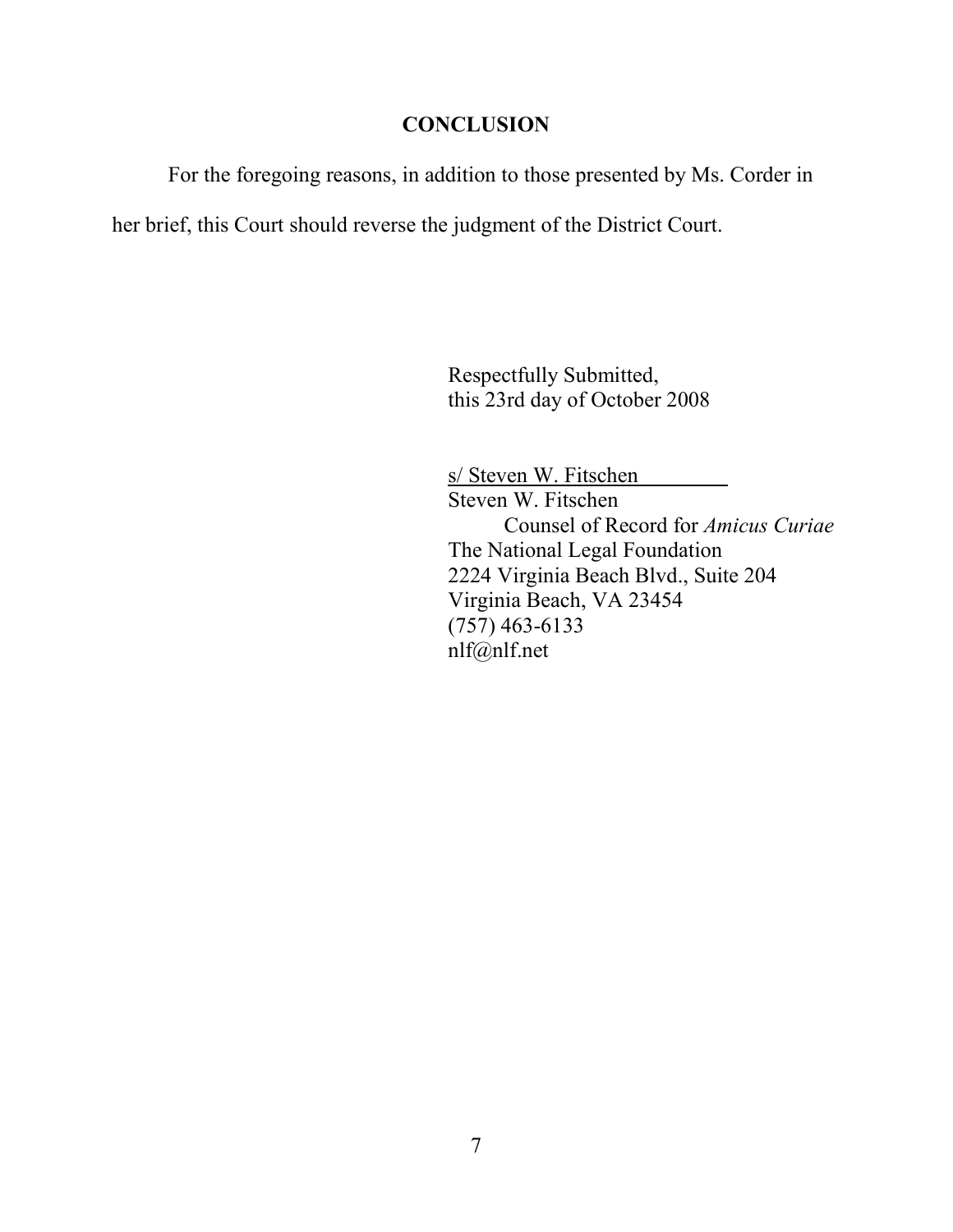## CONCLUSION

For the foregoing reasons, in addition to those presented by Ms. Corder in her brief, this Court should reverse the judgment of the District Court.

Respectfully Submitted,
this 23rd day of October 2008

s/ Steven W. Fitschen
Steven W. Fitschen
Counsel of Record for *Amicus Curiae*
The National Legal Foundation
2224 Virginia Beach Blvd., Suite 204
Virginia Beach, VA 23454
(757) 463-6133
nlf@nlf.net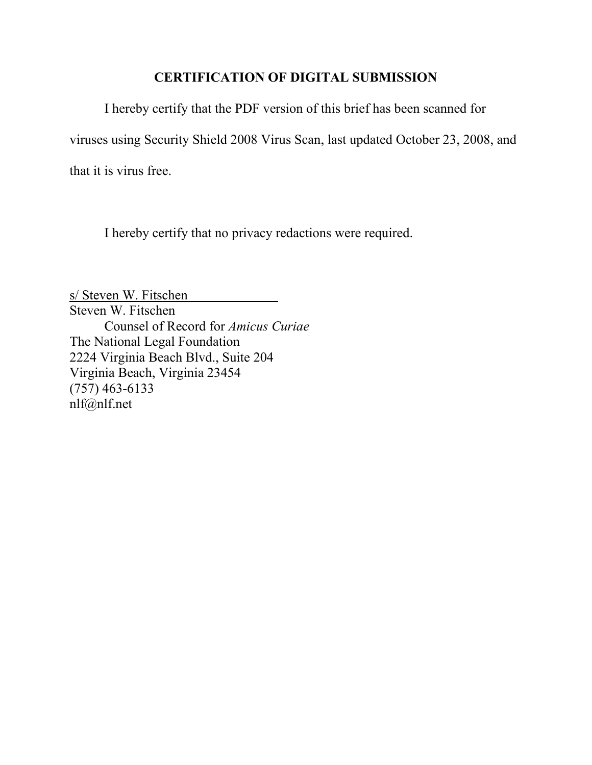## CERTIFICATION OF DIGITAL SUBMISSION

I hereby certify that the PDF version of this brief has been scanned for viruses using Security Shield 2008 Virus Scan, last updated October 23, 2008, and that it is virus free.

I hereby certify that no privacy redactions were required.

s/ Steven W. Fitschen
Steven W. Fitschen
Counsel of Record for *Amicus Curiae*
The National Legal Foundation
2224 Virginia Beach Blvd., Suite 204
Virginia Beach, Virginia 23454
(757) 463-6133
nlf@nlf.net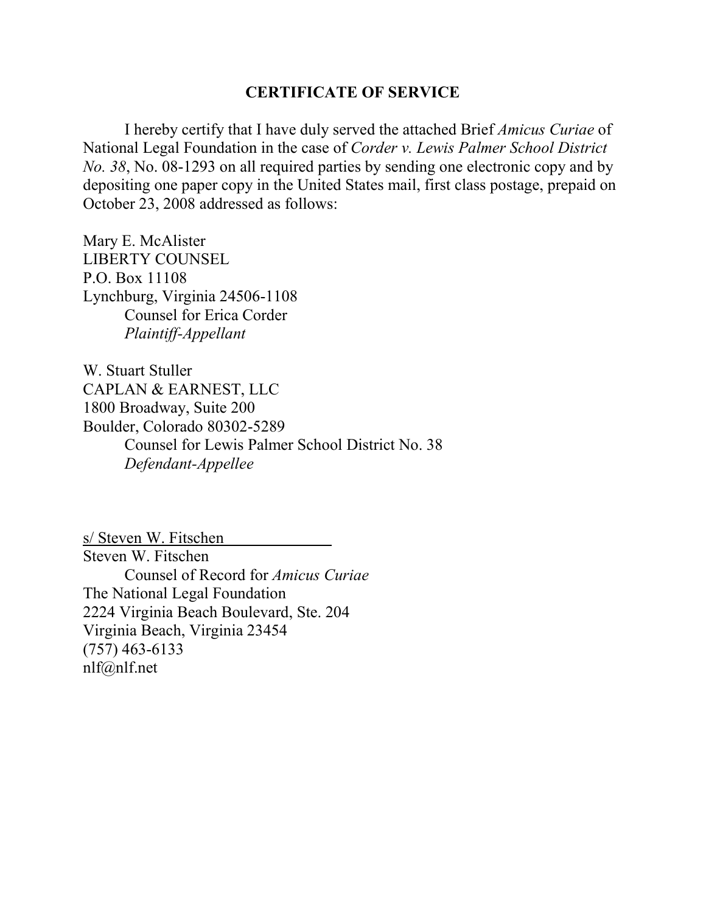## CERTIFICATE OF SERVICE

I hereby certify that I have duly served the attached Brief *Amicus Curiae* of National Legal Foundation in the case of *Corder v. Lewis Palmer School District No. 38*, No. 08-1293 on all required parties by sending one electronic copy and by depositing one paper copy in the United States mail, first class postage, prepaid on October 23, 2008 addressed as follows:

Mary E. McAlister  
LIBERTY COUNSEL  
P.O. Box 11108  
Lynchburg, Virginia 24506-1108  
Counsel for Erica Corder  
*Plaintiff-Appellant*

W. Stuart Stuller  
CAPLAN & EARNEST, LLC  
1800 Broadway, Suite 200  
Boulder, Colorado 80302-5289  
Counsel for Lewis Palmer School District No. 38  
*Defendant-Appellee*

s/ Steven W. Fitschen  
Steven W. Fitschen  
Counsel of Record for *Amicus Curiae*  
The National Legal Foundation  
2224 Virginia Beach Boulevard, Ste. 204  
Virginia Beach, Virginia 23454  
(757) 463-6133  
nlf@nlf.net